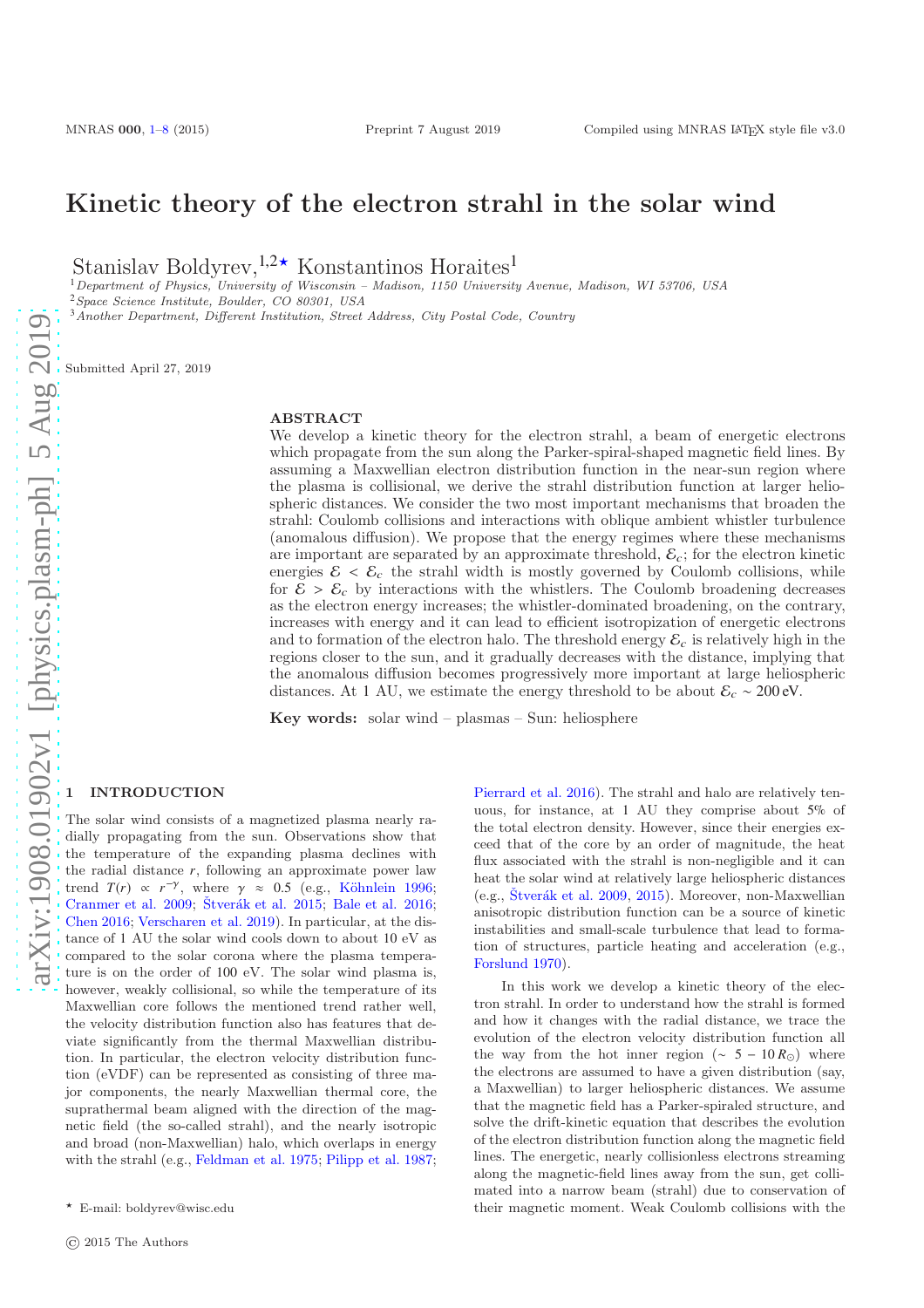# Kinetic theory of the electron strahl in the solar wind

Stanislav Boldyrev,[1,2⋆] Konstantinos Horaites[1]

[1] *Department of Physics, University of Wisconsin – Madison, 1150 University Avenue, Madison, WI 53706, USA*
[2] *Space Science Institute, Boulder, CO 80301, USA*
[3] *Another Department, Different Institution, Street Address, City Postal Code, Country*

Submitted April 27, 2019

## ABSTRACT

We develop a kinetic theory for the electron strahl, a beam of energetic electrons which propagate from the sun along the Parker-spiral-shaped magnetic field lines. By assuming a Maxwellian electron distribution function in the near-sun region where the plasma is collisional, we derive the strahl distribution function at larger heliospheric distances. We consider the two most important mechanisms that broaden the strahl: Coulomb collisions and interactions with oblique ambient whistler turbulence (anomalous diffusion). We propose that the energy regimes where these mechanisms are important are separated by an approximate threshold, $\mathcal{E}_c$; for the electron kinetic energies $\mathcal{E} < \mathcal{E}_c$ the strahl width is mostly governed by Coulomb collisions, while for $\mathcal{E} > \mathcal{E}_c$ by interactions with the whistlers. The Coulomb broadening decreases as the electron energy increases; the whistler-dominated broadening, on the contrary, increases with energy and it can lead to efficient isotropization of energetic electrons and to formation of the electron halo. The threshold energy $\mathcal{E}_c$ is relatively high in the regions closer to the sun, and it gradually decreases with the distance, implying that the anomalous diffusion becomes progressively more important at large heliospheric distances. At 1 AU, we estimate the energy threshold to be about $\mathcal{E}_c \sim 200\,\mathrm{eV}$.

**Key words:** solar wind – plasmas – Sun: heliosphere

## 1 INTRODUCTION

The solar wind consists of a magnetized plasma nearly radially propagating from the sun. Observations show that the temperature of the expanding plasma declines with the radial distance $r$, following an approximate power law trend $T(r) \propto r^{-\gamma}$, where $\gamma \approx 0.5$ (e.g., Köhnlein 1996; Cranmer et al. 2009; Štverák et al. 2015; Bale et al. 2016; Chen 2016; Verscharen et al. 2019). In particular, at the distance of 1 AU the solar wind cools down to about 10 eV as compared to the solar corona where the plasma temperature is on the order of 100 eV. The solar wind plasma is, however, weakly collisional, so while the temperature of its Maxwellian core follows the mentioned trend rather well, the velocity distribution function also has features that deviate significantly from the thermal Maxwellian distribution. In particular, the electron velocity distribution function (eVDF) can be represented as consisting of three major components, the nearly Maxwellian thermal core, the suprathermal beam aligned with the direction of the magnetic field (the so-called strahl), and the nearly isotropic and broad (non-Maxwellian) halo, which overlaps in energy with the strahl (e.g., Feldman et al. 1975; Pilipp et al. 1987; Pierrard et al. 2016). The strahl and halo are relatively tenuous, for instance, at 1 AU they comprise about 5% of the total electron density. However, since their energies exceed that of the core by an order of magnitude, the heat flux associated with the strahl is non-negligible and it can heat the solar wind at relatively large heliospheric distances (e.g., Štverák et al. 2009, 2015). Moreover, non-Maxwellian anisotropic distribution function can be a source of kinetic instabilities and small-scale turbulence that lead to formation of structures, particle heating and acceleration (e.g., Forslund 1970).

In this work we develop a kinetic theory of the electron strahl. In order to understand how the strahl is formed and how it changes with the radial distance, we trace the evolution of the electron velocity distribution function all the way from the hot inner region ($\sim 5 - 10\,R_\odot$) where the electrons are assumed to have a given distribution (say, a Maxwellian) to larger heliospheric distances. We assume that the magnetic field has a Parker-spiral-shaped structure, and solve the drift-kinetic equation that describes the evolution of the electron distribution function along the magnetic field lines. The energetic, nearly collisionless electrons streaming along the magnetic-field lines away from the sun, get collimated into a narrow beam (strahl) due to conservation of their magnetic moment. Weak Coulomb collisions with the

⋆ E-mail: boldyrev@wisc.edu

© 2015 The Authors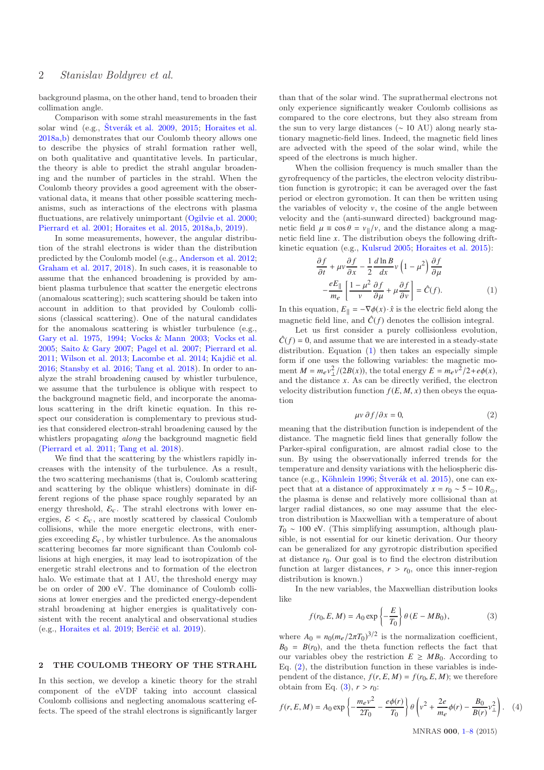background plasma, on the other hand, tend to broaden their collimation angle.

Comparison with some strahl measurements in the fast solar wind (e.g., Štverák et al. 2009, 2015; Horaites et al. 2018a,b) demonstrates that our Coulomb theory allows one to describe the physics of strahl formation rather well, on both qualitative and quantitative levels. In particular, the theory is able to predict the strahl angular broadening and the number of particles in the strahl. When the Coulomb theory provides a good agreement with the observational data, it means that other possible scattering mechanisms, such as interactions of the electrons with plasma fluctuations, are relatively unimportant (Ogilvie et al. 2000; Pierrard et al. 2001; Horaites et al. 2015, 2018a,b, 2019).

In some measurements, however, the angular distribution of the strahl electrons is wider than the distribution predicted by the Coulomb model (e.g., Anderson et al. 2012; Graham et al. 2017, 2018). In such cases, it is reasonable to assume that the enhanced broadening is provided by ambient plasma turbulence that scatter the energetic electrons (anomalous scattering); such scattering should be taken into account in addition to that provided by Coulomb collisions (classical scattering). One of the natural candidates for the anomalous scattering is whistler turbulence (e.g., Gary et al. 1975, 1994; Vocks & Mann 2003; Vocks et al. 2005; Saito & Gary 2007; Pagel et al. 2007; Pierrard et al. 2011; Wilson et al. 2013; Lacombe et al. 2014; Kajdič et al. 2016; Stansby et al. 2016; Tang et al. 2018). In order to analyze the strahl broadening caused by whistler turbulence, we assume that the turbulence is oblique with respect to the background magnetic field, and incorporate the anomalous scattering in the drift kinetic equation. In this respect our consideration is complementary to previous studies that considered electron-strahl broadening caused by the whistlers propagating *along* the background magnetic field (Pierrard et al. 2011; Tang et al. 2018).

We find that the scattering by the whistlers rapidly increases with the intensity of the turbulence. As a result, the two scattering mechanisms (that is, Coulomb scattering and scattering by the oblique whistlers) dominate in different regions of the phase space roughly separated by an energy threshold, $\mathcal{E}_c$. The strahl electrons with lower energies, $\mathcal{E} < \mathcal{E}_c$, are mostly scattered by classical Coulomb collisions, while the more energetic electrons, with energies exceeding $\mathcal{E}_c$, by whistler turbulence. As the anomalous scattering becomes far more significant than Coulomb collisions at high energies, it may lead to isotropization of the energetic strahl electrons and to formation of the electron halo. We estimate that at 1 AU, the threshold energy may be on order of 200 eV. The dominance of Coulomb collisions at lower energies and the predicted energy-dependent strahl broadening at higher energies is qualitatively consistent with the recent analytical and observational studies (e.g., Horaites et al. 2019; Berčič et al. 2019).

## 2 THE COULOMB THEORY OF THE STRAHL

In this section, we develop a kinetic theory for the strahl component of the eVDF taking into account classical Coulomb collisions and neglecting anomalous scattering effects. The speed of the strahl electrons is significantly larger than that of the solar wind. The suprathermal electrons not only experience significantly weaker Coulomb collisions as compared to the core electrons, but they also stream from the sun to very large distances ($\sim 10$ AU) along nearly stationary magnetic-field lines. Indeed, the magnetic field lines are advected with the speed of the solar wind, while the speed of the electrons is much higher.

When the collision frequency is much smaller than the gyrofrequency of the particles, the electron velocity distribution function is gyrotropic; it can be averaged over the fast period or electron gyromotion. It can then be written using the variables of velocity $v$, the cosine of the angle between velocity and the (anti-sunward directed) background magnetic field $\mu \equiv \cos\theta = v_\parallel/v$, and the distance along a magnetic field line $x$. The distribution obeys the following drift-kinetic equation (e.g., Kulsrud 2005; Horaites et al. 2015):

$$\frac{\partial f}{\partial t} + \mu v \frac{\partial f}{\partial x} - \frac{1}{2}\frac{d\ln B}{dx} v\left(1-\mu^2\right)\frac{\partial f}{\partial \mu} - \frac{eE_\parallel}{m_e}\left[\frac{1-\mu^2}{v}\frac{\partial f}{\partial \mu} + \mu\frac{\partial f}{\partial v}\right] = \hat{C}(f). \qquad (1)$$

In this equation, $E_\parallel = -\nabla\phi(x)\cdot\hat{x}$ is the electric field along the magnetic field line, and $\hat{C}(f)$ denotes the collision integral.

Let us first consider a purely collisionless evolution, $\hat{C}(f) = 0$, and assume that we are interested in a steady-state distribution. Equation (1) then takes an especially simple form if one uses the following variables: the magnetic moment $M = m_e v_\perp^2/(2B(x))$, the total energy $E = m_e v^2/2 + e\phi(x)$, and the distance $x$. As can be directly verified, the electron velocity distribution function $f(E, M, x)$ then obeys the equation

$$\mu v\, \partial f/\partial x = 0, \qquad (2)$$

meaning that the distribution function is independent of the distance. The magnetic field lines that generally follow the Parker-spiral configuration, are almost radial close to the sun. By using the observationally inferred trends for the temperature and density variations with the heliospheric distance (e.g., Köhnlein 1996; Štverák et al. 2015), one can expect that at a distance of approximately $x = r_0 \sim 5-10\,R_\odot$, the plasma is dense and relatively more collisional than at larger radial distances, so one may assume that the electron distribution is Maxwellian with a temperature of about $T_0 \sim 100$ eV. (This simplifying assumption, although plausible, is not essential for our kinetic derivation. Our theory can be generalized for any gyrotropic distribution specified at distance $r_0$. Our goal is to find the electron distribution function at larger distances, $r > r_0$, once this inner-region distribution is known.)

In the new variables, the Maxwellian distribution looks like

$$f(r_0, E, M) = A_0 \exp\left\{-\frac{E}{T_0}\right\}\theta\left(E - MB_0\right), \qquad (3)$$

where $A_0 = n_0(m_e/2\pi T_0)^{3/2}$ is the normalization coefficient, $B_0 = B(r_0)$, and the theta function reflects the fact that our variables obey the restriction $E \geq MB_0$. According to Eq. (2), the distribution function in these variables is independent of the distance, $f(r, E, M) = f(r_0, E, M)$; we therefore obtain from Eq. (3), $r > r_0$:

$$f(r, E, M) = A_0 \exp\left\{-\frac{m_e v^2}{2T_0} - \frac{e\phi(r)}{T_0}\right\}\theta\left(v^2 + \frac{2e}{m_e}\phi(r) - \frac{B_0}{B(r)}v_\perp^2\right). \qquad (4)$$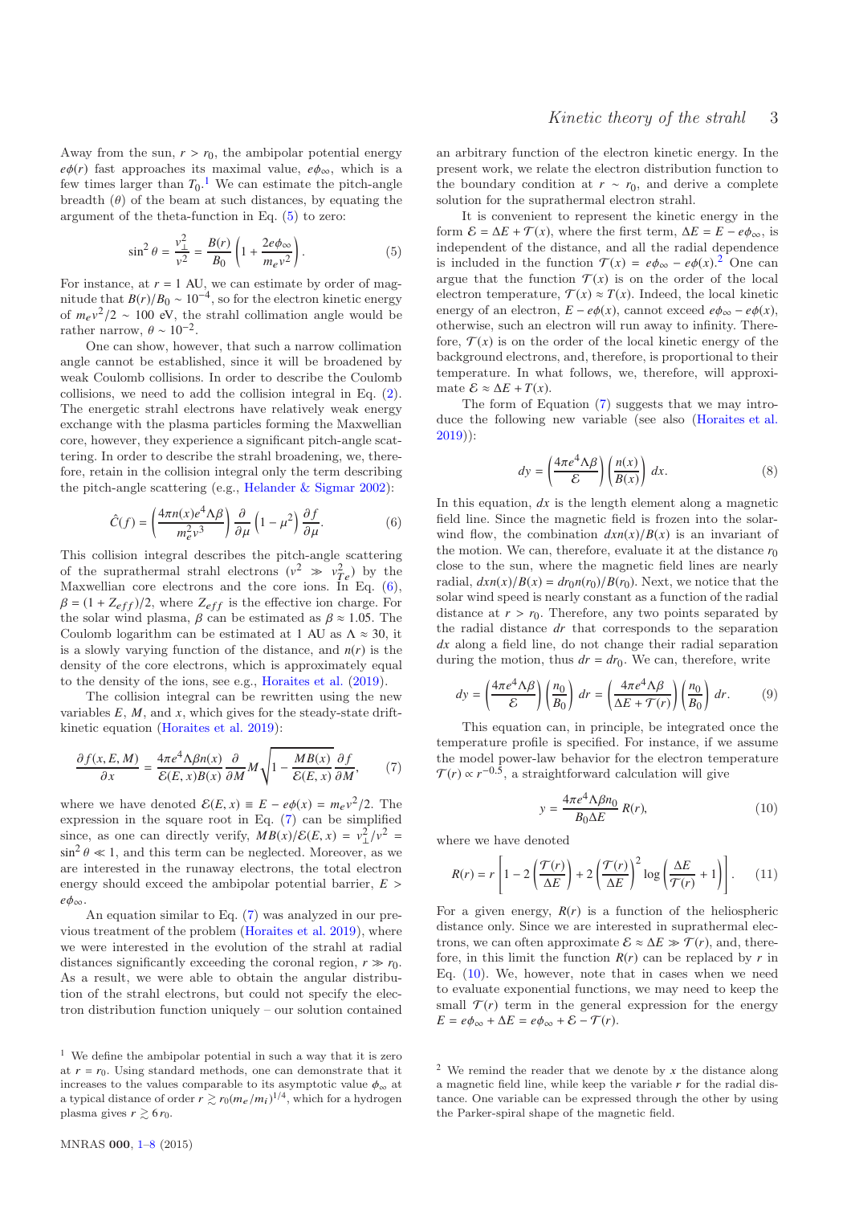Away from the sun, $r > r_0$, the ambipolar potential energy $e\phi(r)$ fast approaches its maximal value, $e\phi_\infty$, which is a few times larger than $T_0$.[1] We can estimate the pitch-angle breadth ($\theta$) of the beam at such distances, by equating the argument of the theta-function in Eq. (5) to zero:

$$\sin^2\theta = \frac{v_\perp^2}{v^2} = \frac{B(r)}{B_0}\left(1 + \frac{2e\phi_\infty}{m_e v^2}\right). \tag{5}$$

For instance, at $r = 1$ AU, we can estimate by order of magnitude that $B(r)/B_0 \sim 10^{-4}$, so for the electron kinetic energy of $m_e v^2/2 \sim 100$ eV, the strahl collimation angle would be rather narrow, $\theta \sim 10^{-2}$.

One can show, however, that such a narrow collimation angle cannot be established, since it will be broadened by weak Coulomb collisions. In order to describe the Coulomb collisions, we need to add the collision integral in Eq. (2). The energetic strahl electrons have relatively weak energy exchange with the plasma particles forming the Maxwellian core, however, they experience a significant pitch-angle scattering. In order to describe the strahl broadening, we, therefore, retain in the collision integral only the term describing the pitch-angle scattering (e.g., Helander & Sigmar 2002):

$$\hat{C}(f) = \left(\frac{4\pi n(x) e^4 \Lambda \beta}{m_e^2 v^3}\right)\frac{\partial}{\partial \mu}\left(1-\mu^2\right)\frac{\partial f}{\partial \mu}. \tag{6}$$

This collision integral describes the pitch-angle scattering of the suprathermal strahl electrons ($v^2 \gg v_{Te}^2$) by the Maxwellian core electrons and the core ions. In Eq. (6), $\beta = (1 + Z_{eff})/2$, where $Z_{eff}$ is the effective ion charge. For the solar wind plasma, $\beta$ can be estimated as $\beta \approx 1.05$. The Coulomb logarithm can be estimated at 1 AU as $\Lambda \approx 30$, it is a slowly varying function of the distance, and $n(r)$ is the density of the core electrons, which is approximately equal to the density of the ions, see e.g., Horaites et al. (2019).

The collision integral can be rewritten using the new variables $E$, $M$, and $x$, which gives for the steady-state drift-kinetic equation (Horaites et al. 2019):

$$\frac{\partial f(x,E,M)}{\partial x} = \frac{4\pi e^4 \Lambda \beta n(x)}{\mathcal{E}(E,x)B(x)}\frac{\partial}{\partial M}M\sqrt{1 - \frac{MB(x)}{\mathcal{E}(E,x)}}\frac{\partial f}{\partial M}, \tag{7}$$

where we have denoted $\mathcal{E}(E,x) \equiv E - e\phi(x) = m_e v^2/2$. The expression in the square root in Eq. (7) can be simplified since, as one can directly verify, $MB(x)/\mathcal{E}(E,x) = v_\perp^2/v^2 = \sin^2\theta \ll 1$, and this term can be neglected. Moreover, as we are interested in the runaway electrons, the total electron energy should exceed the ambipolar potential barrier, $E > e\phi_\infty$.

An equation similar to Eq. (7) was analyzed in our previous treatment of the problem (Horaites et al. 2019), where we were interested in the evolution of the strahl at radial distances significantly exceeding the coronal region, $r \gg r_0$. As a result, we were able to obtain the angular distribution of the strahl electrons, but could not specify the electron distribution function uniquely – our solution contained an arbitrary function of the electron kinetic energy. In the present work, we relate the electron distribution function to the boundary condition at $r \sim r_0$, and derive a complete solution for the suprathermal electron strahl.

It is convenient to represent the kinetic energy in the form $\mathcal{E} = \Delta E + \mathcal{T}(x)$, where the first term, $\Delta E = E - e\phi_\infty$, is independent of the distance, and all the radial dependence is included in the function $\mathcal{T}(x) = e\phi_\infty - e\phi(x)$.[2] One can argue that the function $\mathcal{T}(x)$ is on the order of the local electron temperature, $\mathcal{T}(x) \approx T(x)$. Indeed, the local kinetic energy of an electron, $E - e\phi(x)$, cannot exceed $e\phi_\infty - e\phi(x)$, otherwise, such an electron will run away to infinity. Therefore, $\mathcal{T}(x)$ is on the order of the local kinetic energy of the background electrons, and, therefore, is proportional to their temperature. In what follows, we, therefore, will approximate $\mathcal{E} \approx \Delta E + T(x)$.

The form of Equation (7) suggests that we may introduce the following new variable (see also (Horaites et al. 2019)):

$$dy = \left(\frac{4\pi e^4 \Lambda \beta}{\mathcal{E}}\right)\left(\frac{n(x)}{B(x)}\right)dx. \tag{8}$$

In this equation, $dx$ is the length element along a magnetic field line. Since the magnetic field is frozen into the solar-wind flow, the combination $dx n(x)/B(x)$ is an invariant of the motion. We can, therefore, evaluate it at the distance $r_0$ close to the sun, where the magnetic field lines are nearly radial, $dx n(x)/B(x) = dr_0 n(r_0)/B(r_0)$. Next, we notice that the solar wind speed is nearly constant as a function of the radial distance at $r > r_0$. Therefore, any two points separated by the radial distance $dr$ that corresponds to the separation $dx$ along a field line, do not change their radial separation during the motion, thus $dr = dr_0$. We can, therefore, write

$$dy = \left(\frac{4\pi e^4 \Lambda \beta}{\mathcal{E}}\right)\left(\frac{n_0}{B_0}\right)dr = \left(\frac{4\pi e^4 \Lambda \beta}{\Delta E + \mathcal{T}(r)}\right)\left(\frac{n_0}{B_0}\right)dr. \tag{9}$$

This equation can, in principle, be integrated once the temperature profile is specified. For instance, if we assume the model power-law behavior for the electron temperature $\mathcal{T}(r) \propto r^{-0.5}$, a straightforward calculation will give

$$y = \frac{4\pi e^4 \Lambda \beta n_0}{B_0 \Delta E}R(r), \tag{10}$$

where we have denoted

$$R(r) = r\left[1 - 2\left(\frac{\mathcal{T}(r)}{\Delta E}\right) + 2\left(\frac{\mathcal{T}(r)}{\Delta E}\right)^2 \log\left(\frac{\Delta E}{\mathcal{T}(r)} + 1\right)\right]. \tag{11}$$

For a given energy, $R(r)$ is a function of the heliospheric distance only. Since we are interested in suprathermal electrons, we can often approximate $\mathcal{E} \approx \Delta E \gg \mathcal{T}(r)$, and, therefore, in this limit the function $R(r)$ can be replaced by $r$ in Eq. (10). We, however, note that in cases when we need to evaluate exponential functions, we may need to keep the small $\mathcal{T}(r)$ term in the general expression for the energy $E = e\phi_\infty + \Delta E = e\phi_\infty + \mathcal{E} - \mathcal{T}(r)$.

---

[1] We define the ambipolar potential in such a way that it is zero at $r = r_0$. Using standard methods, one can demonstrate that it increases to the values comparable to its asymptotic value $\phi_\infty$ at a typical distance of order $r \gtrsim r_0(m_e/m_i)^{1/4}$, which for a hydrogen plasma gives $r \gtrsim 6r_0$.

[2] We remind the reader that we denote by $x$ the distance along a magnetic field line, while keep the variable $r$ for the radial distance. One variable can be expressed through the other by using the Parker-spiral shape of the magnetic field.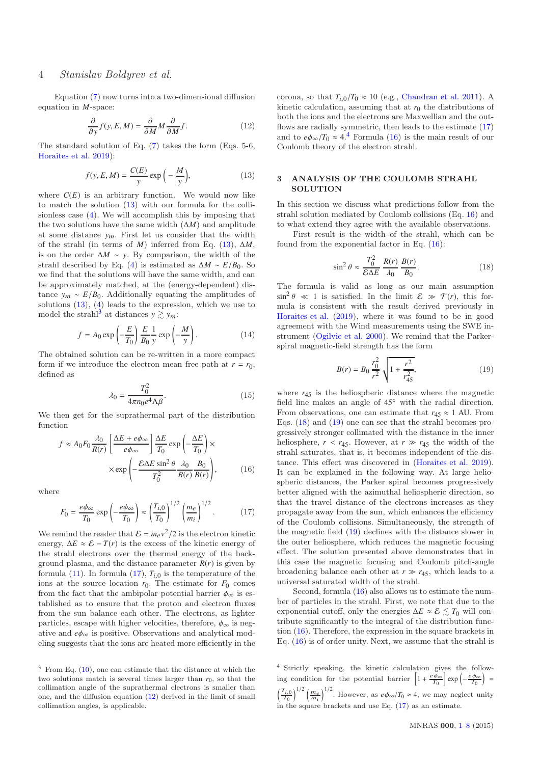Equation (7) now turns into a two-dimensional diffusion equation in $M$-space:

$$\frac{\partial}{\partial y} f(y,E,M) = \frac{\partial}{\partial M} M \frac{\partial}{\partial M} f. \tag{12}$$

The standard solution of Eq. (7) takes the form (Eqs. 5-6, Horaites et al. 2019):

$$f(y,E,M) = \frac{C(E)}{y}\exp\left(-\frac{M}{y}\right), \tag{13}$$

where $C(E)$ is an arbitrary function. We would now like to match the solution (13) with our formula for the collisionless case (4). We will accomplish this by imposing that the two solutions have the same width ($\Delta M$) and amplitude at some distance $y_m$. First let us consider that the width of the strahl (in terms of $M$) inferred from Eq. (13), $\Delta M$, is on the order $\Delta M \sim y$. By comparison, the width of the strahl described by Eq. (4) is estimated as $\Delta M \sim E/B_0$. So we find that the solutions will have the same width, and can be approximately matched, at the (energy-dependent) distance $y_m \sim E/B_0$. Additionally equating the amplitudes of solutions (13), (4) leads to the expression, which we use to model the strahl[3] at distances $y \gtrsim y_m$:

$$f = A_0 \exp\left(-\frac{E}{T_0}\right)\frac{E}{B_0}\frac{1}{y}\exp\left(-\frac{M}{y}\right). \tag{14}$$

The obtained solution can be re-written in a more compact form if we introduce the electron mean free path at $r = r_0$, defined as

$$\lambda_0 = \frac{T_0^2}{4\pi n_0 e^4 \Lambda \beta}. \tag{15}$$

We then get for the suprathermal part of the distribution function

$$f \approx A_0 F_0 \frac{\lambda_0}{R(r)}\left[\frac{\Delta E + e\phi_\infty}{e\phi_\infty}\right]\frac{\Delta E}{T_0}\exp\left(-\frac{\Delta E}{T_0}\right)\times \\ \times \exp\left(-\frac{\mathcal{E}\Delta E \sin^2\theta}{T_0^2}\frac{\lambda_0}{R(r)}\frac{B_0}{B(r)}\right), \tag{16}$$

where

$$F_0 = \frac{e\phi_\infty}{T_0}\exp\left(-\frac{e\phi_\infty}{T_0}\right) \approx \left(\frac{T_{i,0}}{T_0}\right)^{1/2}\left(\frac{m_e}{m_i}\right)^{1/2}. \tag{17}$$

We remind the reader that $\mathcal{E} = m_e v^2/2$ is the electron kinetic energy, $\Delta E \approx \mathcal{E} - T(r)$ is the excess of the kinetic energy of the strahl electrons over the thermal energy of the background plasma, and the distance parameter $R(r)$ is given by formula (11). In formula (17), $T_{i,0}$ is the temperature of the ions at the source location $r_0$. The estimate for $F_0$ comes from the fact that the ambipolar potential barrier $\phi_\infty$ is established as to ensure that the proton and electron fluxes from the sun balance each other. The electrons, as lighter particles, escape with higher velocities, therefore, $\phi_\infty$ is negative and $e\phi_\infty$ is positive. Observations and analytical modeling suggests that the ions are heated more efficiently in the corona, so that $T_{i,0}/T_0 \approx 10$ (e.g., Chandran et al. 2011). A kinetic calculation, assuming that at $r_0$ the distributions of both the ions and the electrons are Maxwellian and the outflows are radially symmetric, then leads to the estimate (17) and to $e\phi_\infty/T_0 \approx 4$.[4] Formula (16) is the main result of our Coulomb theory of the electron strahl.

[3] From Eq. (10), one can estimate that the distance at which the two solutions match is several times larger than $r_0$, so that the collimation angle of the suprathermal electrons is smaller than one, and the diffusion equation (12) derived in the limit of small collimation angles, is applicable.

[4] Strictly speaking, the kinetic calculation gives the following condition for the potential barrier $\left[1 + \frac{e\phi_\infty}{T_0}\right]\exp\left(-\frac{e\phi_\infty}{T_0}\right) = \left(\frac{T_{i,0}}{T_0}\right)^{1/2}\left(\frac{m_e}{m_i}\right)^{1/2}$. However, as $e\phi_\infty/T_0 \approx 4$, we may neglect unity in the square brackets and use Eq. (17) as an estimate.

## 3 ANALYSIS OF THE COULOMB STRAHL SOLUTION

In this section we discuss what predictions follow from the strahl solution mediated by Coulomb collisions (Eq. 16) and to what extend they agree with the available observations.

First result is the width of the strahl, which can be found from the exponential factor in Eq. (16):

$$\sin^2\theta \approx \frac{T_0^2}{\mathcal{E}\Delta E}\frac{R(r)}{\lambda_0}\frac{B(r)}{B_0}. \tag{18}$$

The formula is valid as long as our main assumption $\sin^2\theta \ll 1$ is satisfied. In the limit $\mathcal{E} \gg \mathcal{T}(r)$, this formula is consistent with the result derived previously in Horaites et al. (2019), where it was found to be in good agreement with the Wind measurements using the SWE instrument (Ogilvie et al. 2000). We remind that the Parker-spiral magnetic-field strength has the form

$$B(r) = B_0 \frac{r_0^2}{r^2}\sqrt{1 + \frac{r^2}{r_{45}^2}}, \tag{19}$$

where $r_{45}$ is the heliospheric distance where the magnetic field line makes an angle of 45° with the radial direction. From observations, one can estimate that $r_{45} \approx 1$ AU. From Eqs. (18) and (19) one can see that the strahl becomes progressively stronger collimated with the distance in the inner heliosphere, $r < r_{45}$. However, at $r \gg r_{45}$ the width of the strahl saturates, that is, it becomes independent of the distance. This effect was discovered in (Horaites et al. 2019). It can be explained in the following way. At large heliospheric distances, the Parker spiral becomes progressively better aligned with the azimuthal heliospheric direction, so that the travel distance of the electrons increases as they propagate away from the sun, which enhances the efficiency of the Coulomb collisions. Simultaneously, the strength of the magnetic field (19) declines with the distance slower in the outer heliosphere, which reduces the magnetic focusing effect. The solution presented above demonstrates that in this case the magnetic focusing and Coulomb pitch-angle broadening balance each other at $r \gg r_{45}$, which leads to a universal saturated width of the strahl.

Second, formula (16) also allows us to estimate the number of particles in the strahl. First, we note that due to the exponential cutoff, only the energies $\Delta E \approx \mathcal{E} \lesssim T_0$ will contribute significantly to the integral of the distribution function (16). Therefore, the expression in the square brackets in Eq. (16) is of order unity. Next, we assume that the strahl is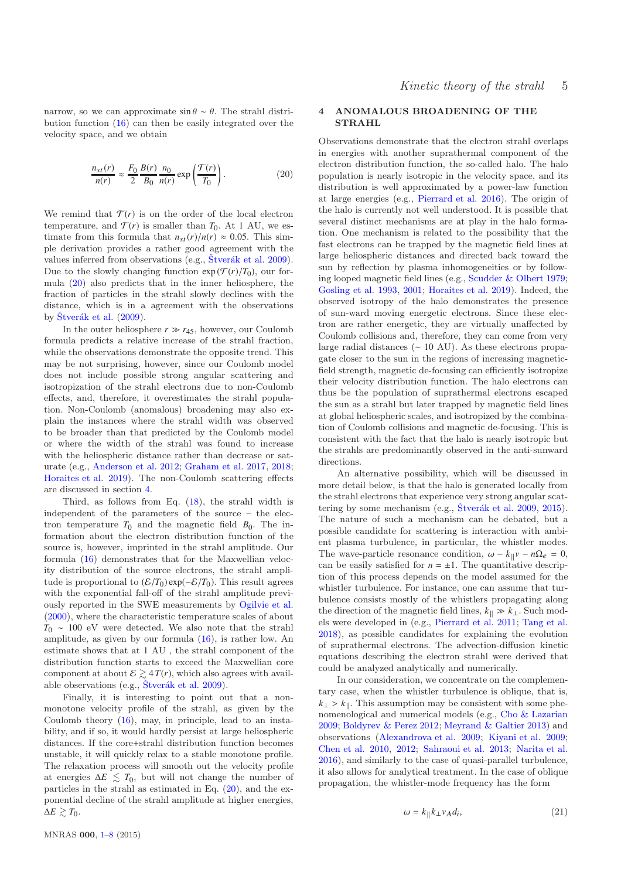narrow, so we can approximate $\sin\theta \sim \theta$. The strahl distribution function (16) can then be easily integrated over the velocity space, and we obtain

$$\frac{n_{st}(r)}{n(r)} \approx \frac{F_0}{2}\frac{B(r)}{B_0}\frac{n_0}{n(r)}\exp\left(\frac{\mathcal{T}(r)}{T_0}\right). \tag{20}$$

We remind that $\mathcal{T}(r)$ is on the order of the local electron temperature, and $\mathcal{T}(r)$ is smaller than $T_0$. At 1 AU, we estimate from this formula that $n_{st}(r)/n(r) \approx 0.05$. This simple derivation provides a rather good agreement with the values inferred from observations (e.g., Štverák et al. 2009). Due to the slowly changing function $\exp(\mathcal{T}(r)/T_0)$, our formula (20) also predicts that in the inner heliosphere, the fraction of particles in the strahl slowly declines with the distance, which is in a agreement with the observations by Štverák et al. (2009).

In the outer heliosphere $r \gg r_{45}$, however, our Coulomb formula predicts a relative increase of the strahl fraction, while the observations demonstrate the opposite trend. This may be not surprising, however, since our Coulomb model does not include possible strong angular scattering and isotropization of the strahl electrons due to non-Coulomb effects, and, therefore, it overestimates the strahl population. Non-Coulomb (anomalous) broadening may also explain the instances where the strahl width was observed to be broader than that predicted by the Coulomb model or where the width of the strahl was found to increase with the heliospheric distance rather than decrease or saturate (e.g., Anderson et al. 2012; Graham et al. 2017, 2018; Horaites et al. 2019). The non-Coulomb scattering effects are discussed in section 4.

Third, as follows from Eq. (18), the strahl width is independent of the parameters of the source – the electron temperature $T_0$ and the magnetic field $B_0$. The information about the electron distribution function of the source is, however, imprinted in the strahl amplitude. Our formula (16) demonstrates that for the Maxwellian velocity distribution of the source electrons, the strahl amplitude is proportional to $(\mathcal{E}/T_0)\exp(-\mathcal{E}/T_0)$. This result agrees with the exponential fall-off of the strahl amplitude previously reported in the SWE measurements by Ogilvie et al. (2000), where the characteristic temperature scales of about $T_0 \sim 100$ eV were detected. We also note that the strahl amplitude, as given by our formula (16), is rather low. An estimate shows that at 1 AU , the strahl component of the distribution function starts to exceed the Maxwellian core component at about $\mathcal{E} \gtrsim 4\,T(r)$, which also agrees with available observations (e.g., Štverák et al. 2009).

Finally, it is interesting to point out that a non-monotone velocity profile of the strahl, as given by the Coulomb theory (16), may, in principle, lead to an instability, and if so, it would hardly persist at large heliospheric distances. If the core+strahl distribution function becomes unstable, it will quickly relax to a stable monotone profile. The relaxation process will smooth out the velocity profile at energies $\Delta E \lesssim T_0$, but will not change the number of particles in the strahl as estimated in Eq. (20), and the exponential decline of the strahl amplitude at higher energies, $\Delta E \gtrsim T_0$.

## 4 ANOMALOUS BROADENING OF THE STRAHL

Observations demonstrate that the electron strahl overlaps in energies with another suprathermal component of the electron distribution function, the so-called halo. The halo population is nearly isotropic in the velocity space, and its distribution is well approximated by a power-law function at large energies (e.g., Pierrard et al. 2016). The origin of the halo is currently not well understood. It is possible that several distinct mechanisms are at play in the halo formation. One mechanism is related to the possibility that the fast electrons can be trapped by the magnetic field lines at large heliospheric distances and directed back toward the sun by reflection by plasma inhomogeneities or by following looped magnetic field lines (e.g., Scudder & Olbert 1979; Gosling et al. 1993, 2001; Horaites et al. 2019). Indeed, the observed isotropy of the halo demonstrates the presence of sun-ward moving energetic electrons. Since these electron are rather energetic, they are virtually unaffected by Coulomb collisions and, therefore, they can come from very large radial distances ($\sim$ 10 AU). As these electrons propagate closer to the sun in the regions of increasing magnetic-field strength, magnetic de-focusing can efficiently isotropize their velocity distribution function. The halo electrons can thus be the population of suprathermal electrons escaped the sun as a strahl but later trapped by magnetic field lines at global heliospheric scales, and isotropized by the combination of Coulomb collisions and magnetic de-focusing. This is consistent with the fact that the halo is nearly isotropic but the strahls are predominantly observed in the anti-sunward directions.

An alternative possibility, which will be discussed in more detail below, is that the halo is generated locally from the strahl electrons that experience very strong angular scattering by some mechanism (e.g., Štverák et al. 2009, 2015). The nature of such a mechanism can be debated, but a possible candidate for scattering is interaction with ambient plasma turbulence, in particular, the whistler modes. The wave-particle resonance condition, $\omega - k_\| v - n\Omega_e = 0$, can be easily satisfied for $n = \pm 1$. The quantitative description of this process depends on the model assumed for the whistler turbulence. For instance, one can assume that turbulence consists mostly of the whistlers propagating along the direction of the magnetic field lines, $k_\| \gg k_\perp$. Such models were developed in (e.g., Pierrard et al. 2011; Tang et al. 2018), as possible candidates for explaining the evolution of suprathermal electrons. The advection-diffusion kinetic equations describing the electron strahl were derived that could be analyzed analytically and numerically.

In our consideration, we concentrate on the complementary case, when the whistler turbulence is oblique, that is, $k_\perp > k_\|$. This assumption may be consistent with some phenomenological and numerical models (e.g., Cho & Lazarian 2009; Boldyrev & Perez 2012; Meyrand & Galtier 2013) and observations (Alexandrova et al. 2009; Kiyani et al. 2009; Chen et al. 2010, 2012; Sahraoui et al. 2013; Narita et al. 2016), and similarly to the case of quasi-parallel turbulence, it also allows for analytical treatment. In the case of oblique propagation, the whistler-mode frequency has the form

$$\omega = k_\| k_\perp v_A d_i, \tag{21}$$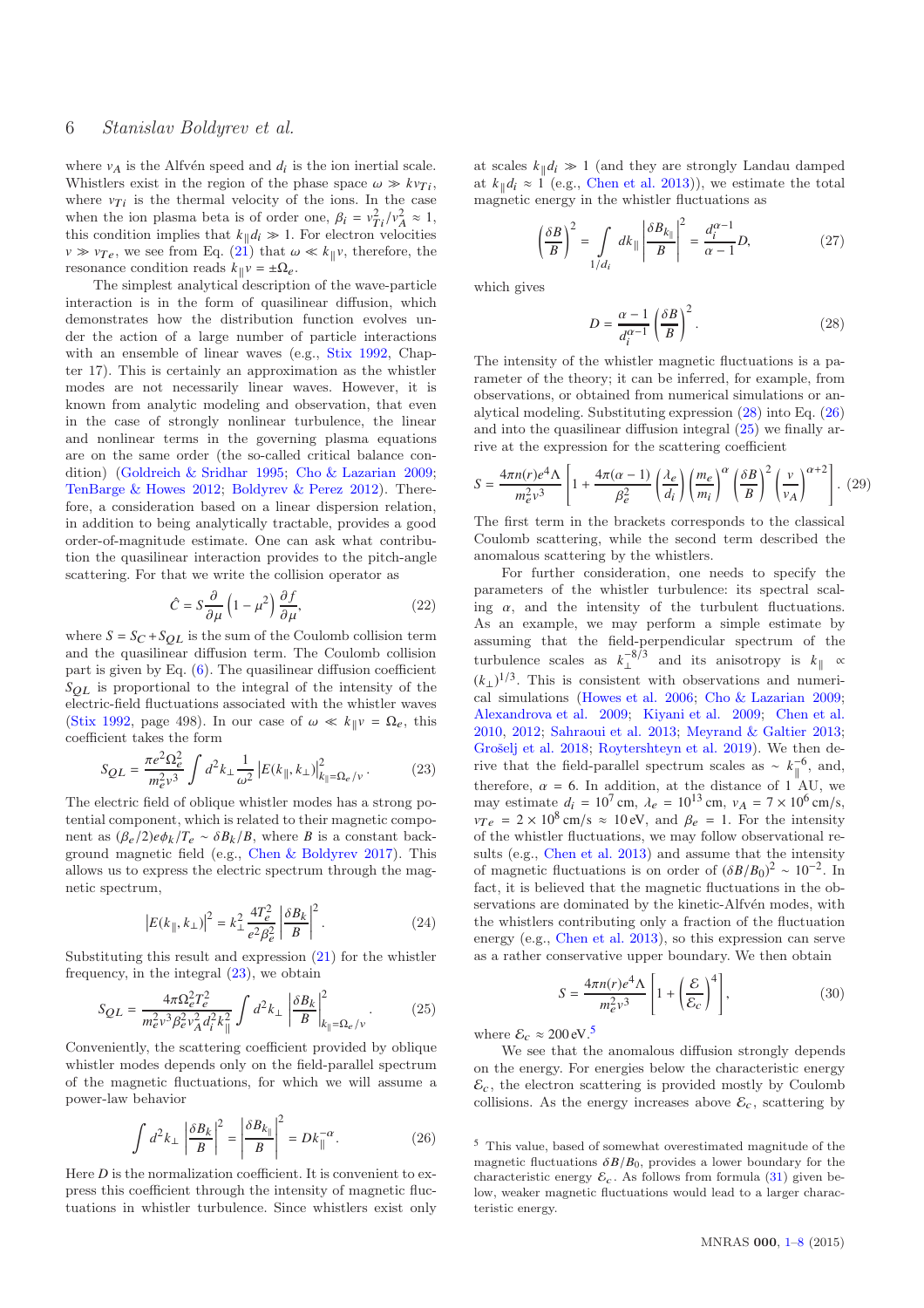where $v_A$ is the Alfvén speed and $d_i$ is the ion inertial scale. Whistlers exist in the region of the phase space $\omega \gg kv_{Ti}$, where $v_{Ti}$ is the thermal velocity of the ions. In the case when the ion plasma beta is of order one, $\beta_i = v_{Ti}^2/v_A^2 \approx 1$, this condition implies that $k_\| d_i \gg 1$. For electron velocities $v \gg v_{Te}$, we see from Eq. (21) that $\omega \ll k_\| v$, therefore, the resonance condition reads $k_\| v = \pm\Omega_e$.

The simplest analytical description of the wave-particle interaction is in the form of quasilinear diffusion, which demonstrates how the distribution function evolves under the action of a large number of particle interactions with an ensemble of linear waves (e.g., Stix 1992, Chapter 17). This is certainly an approximation as the whistler modes are not necessarily linear waves. However, it is known from analytic modeling and observation, that even in the case of strongly nonlinear turbulence, the linear and nonlinear terms in the governing plasma equations are on the same order (the so-called critical balance condition) (Goldreich & Sridhar 1995; Cho & Lazarian 2009; TenBarge & Howes 2012; Boldyrev & Perez 2012). Therefore, a consideration based on a linear dispersion relation, in addition to being analytically tractable, provides a good order-of-magnitude estimate. One can ask what contribution the quasilinear interaction provides to the pitch-angle scattering. For that we write the collision operator as

$$\hat{C} = S\frac{\partial}{\partial \mu}\left(1-\mu^2\right)\frac{\partial f}{\partial \mu}, \tag{22}$$

where $S = S_C + S_{QL}$ is the sum of the Coulomb collision term and the quasilinear diffusion term. The Coulomb collision part is given by Eq. (6). The quasilinear diffusion coefficient $S_{QL}$ is proportional to the integral of the intensity of the electric-field fluctuations associated with the whistler waves (Stix 1992, page 498). In our case of $\omega \ll k_\| v = \Omega_e$, this coefficient takes the form

$$S_{QL} = \frac{\pi e^2 \Omega_e^2}{m_e^2 v^3}\int d^2k_\perp \frac{1}{\omega^2}\left|E(k_\|, k_\perp)\right|^2_{k_\|=\Omega_e/v}. \tag{23}$$

The electric field of oblique whistler modes has a strong potential component, which is related to their magnetic component as $(\beta_e/2)e\phi_k/T_e \sim \delta B_k/B$, where $B$ is a constant background magnetic field (e.g., Chen & Boldyrev 2017). This allows us to express the electric spectrum through the magnetic spectrum,

$$\left|E(k_\|, k_\perp)\right|^2 = k_\perp^2\frac{4T_e^2}{e^2\beta_e^2}\left|\frac{\delta B_k}{B}\right|^2. \tag{24}$$

Substituting this result and expression (21) for the whistler frequency, in the integral (23), we obtain

$$S_{QL} = \frac{4\pi\Omega_e^2 T_e^2}{m_e^2 v^3 \beta_e^2 v_A^2 d_i^2 k_\|^2}\int d^2k_\perp \left|\frac{\delta B_k}{B}\right|^2_{k_\|=\Omega_e/v}. \tag{25}$$

Conveniently, the scattering coefficient provided by oblique whistler modes depends only on the field-parallel spectrum of the magnetic fluctuations, for which we will assume a power-law behavior

$$\int d^2k_\perp \left|\frac{\delta B_k}{B}\right|^2 = \left|\frac{\delta B_{k_\|}}{B}\right|^2 = Dk_\|^{-\alpha}. \tag{26}$$

Here $D$ is the normalization coefficient. It is convenient to express this coefficient through the intensity of magnetic fluctuations in whistler turbulence. Since whistlers exist only at scales $k_\| d_i \gg 1$ (and they are strongly Landau damped at $k_\| d_i \approx 1$ (e.g., Chen et al. 2013)), we estimate the total magnetic energy in the whistler fluctuations as

$$\left(\frac{\delta B}{B}\right)^2 = \int\limits_{1/d_i} dk_\| \left|\frac{\delta B_{k_\|}}{B}\right|^2 = \frac{d_i^{\alpha-1}}{\alpha-1}D, \tag{27}$$

which gives

$$D = \frac{\alpha-1}{d_i^{\alpha-1}}\left(\frac{\delta B}{B}\right)^2. \tag{28}$$

The intensity of the whistler magnetic fluctuations is a parameter of the theory; it can be inferred, for example, from observations, or obtained from numerical simulations or analytical modeling. Substituting expression (28) into Eq. (26) and into the quasilinear diffusion integral (25) we finally arrive at the expression for the scattering coefficient

$$S = \frac{4\pi n(r)e^4\Lambda}{m_e^2 v^3}\left[1 + \frac{4\pi(\alpha-1)}{\beta_e^2}\left(\frac{\lambda_e}{d_i}\right)\left(\frac{m_e}{m_i}\right)^\alpha\left(\frac{\delta B}{B}\right)^2\left(\frac{v}{v_A}\right)^{\alpha+2}\right]. \tag{29}$$

The first term in the brackets corresponds to the classical Coulomb scattering, while the second term described the anomalous scattering by the whistlers.

For further consideration, one needs to specify the parameters of the whistler turbulence: its spectral scaling $\alpha$, and the intensity of the turbulent fluctuations. As an example, we may perform a simple estimate by assuming that the field-perpendicular spectrum of the turbulence scales as $k_\perp^{-8/3}$ and its anisotropy is $k_\| \propto (k_\perp)^{1/3}$. This is consistent with observations and numerical simulations (Howes et al. 2006; Cho & Lazarian 2009; Alexandrova et al. 2009; Kiyani et al. 2009; Chen et al. 2010, 2012; Sahraoui et al. 2013; Meyrand & Galtier 2013; Grošelj et al. 2018; Roytershteyn et al. 2019). We then derive that the field-parallel spectrum scales as $\sim k_\|^{-6}$, and, therefore, $\alpha = 6$. In addition, at the distance of 1 AU, we may estimate $d_i = 10^7$ cm, $\lambda_e = 10^{13}$ cm, $v_A = 7\times10^6$ cm/s, $v_{Te} = 2\times10^8$ cm/s $\approx 10$ eV, and $\beta_e = 1$. For the intensity of the whistler fluctuations, we may follow observational results (e.g., Chen et al. 2013) and assume that the intensity of magnetic fluctuations is on order of $(\delta B/B_0)^2 \sim 10^{-2}$. In fact, it is believed that the magnetic fluctuations in the observations are dominated by the kinetic-Alfvén modes, with the whistlers contributing only a fraction of the fluctuation energy (e.g., Chen et al. 2013), so this expression can serve as a rather conservative upper boundary. We then obtain

$$S = \frac{4\pi n(r)e^4\Lambda}{m_e^2 v^3}\left[1 + \left(\frac{\mathcal{E}}{\mathcal{E}_c}\right)^4\right], \tag{30}$$

where $\mathcal{E}_c \approx 200$ eV.[5]

We see that the anomalous diffusion strongly depends on the energy. For energies below the characteristic energy $\mathcal{E}_c$, the electron scattering is provided mostly by Coulomb collisions. As the energy increases above $\mathcal{E}_c$, scattering by

[5] This value, based of somewhat overestimated magnitude of the magnetic fluctuations $\delta B/B_0$, provides a lower boundary for the characteristic energy $\mathcal{E}_c$. As follows from formula (31) given below, weaker magnetic fluctuations would lead to a larger characteristic energy.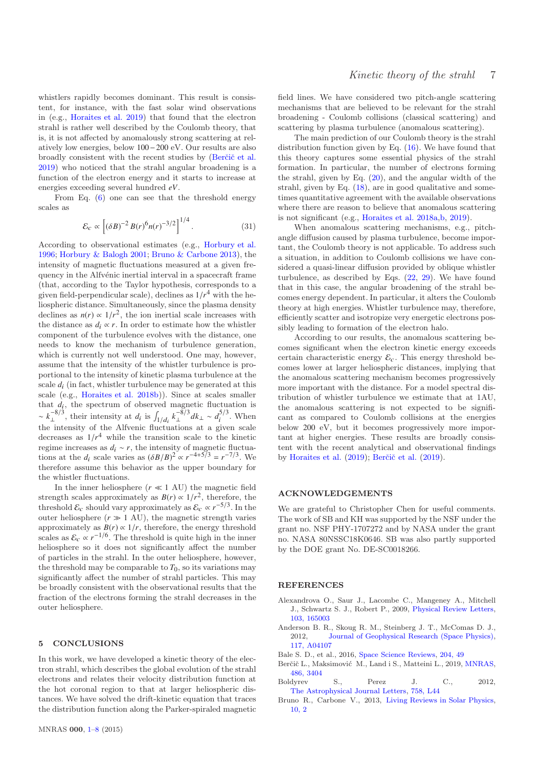whistlers rapidly becomes dominant. This result is consistent, for instance, with the fast solar wind observations in (e.g., Horaites et al. 2019) that found that the electron strahl is rather well described by the Coulomb theory, that is, it is not affected by anomalously strong scattering at relatively low energies, below $100-200$ eV. Our results are also broadly consistent with the recent studies by (Berčič et al. 2019) who noticed that the strahl angular broadening is a function of the electron energy and it starts to increase at energies exceeding several hundred *eV*.

From Eq. (6) one can see that the threshold energy scales as

$$\mathcal{E}_c \propto \left[(\delta B)^{-2} B(r)^6 n(r)^{-3/2}\right]^{1/4}. \tag{31}$$

According to observational estimates (e.g., Horbury et al. 1996; Horbury & Balogh 2001; Bruno & Carbone 2013), the intensity of magnetic fluctuations measured at a given frequency in the Alfvénic inertial interval in a spacecraft frame (that, according to the Taylor hypothesis, corresponds to a given field-perpendicular scale), declines as $1/r^4$ with the heliospheric distance. Simultaneously, since the plasma density declines as $n(r) \propto 1/r^2$, the ion inertial scale increases with the distance as $d_i \propto r$. In order to estimate how the whistler component of the turbulence evolves with the distance, one needs to know the mechanism of turbulence generation, which is currently not well understood. One may, however, assume that the intensity of the whistler turbulence is proportional to the intensity of kinetic plasma turbulence at the scale $d_i$ (in fact, whistler turbulence may be generated at this scale (e.g., Horaites et al. 2018b)). Since at scales smaller that $d_i$, the spectrum of observed magnetic fluctuation is $\sim k_\perp^{-8/3}$, their intensity at $d_i$ is $\int_{1/d_i} k_\perp^{-8/3} dk_\perp \sim d_i^{5/3}$. When the intensity of the Alfvenic fluctuations at a given scale decreases as $1/r^4$ while the transition scale to the kinetic regime increases as $d_i \sim r$, the intensity of magnetic fluctuations at the $d_i$ scale varies as $(\delta B/B)^2 \propto r^{-4+5/3} = r^{-7/3}$. We therefore assume this behavior as the upper boundary for the whistler fluctuations.

In the inner heliosphere ($r \ll 1$ AU) the magnetic field strength scales approximately as $B(r) \propto 1/r^2$, therefore, the threshold $\mathcal{E}_c$ should vary approximately as $\mathcal{E}_c \propto r^{-5/3}$. In the outer heliosphere ($r \gg 1$ AU), the magnetic strength varies approximately as $B(r) \propto 1/r$, therefore, the energy threshold scales as $\mathcal{E}_c \propto r^{-1/6}$. The threshold is quite high in the inner heliosphere so it does not significantly affect the number of particles in the strahl. In the outer heliosphere, however, the threshold may be comparable to $T_0$, so its variations may significantly affect the number of strahl particles. This may be broadly consistent with the observational results that the fraction of the electrons forming the strahl decreases in the outer heliosphere.

## 5 CONCLUSIONS

In this work, we have developed a kinetic theory of the electron strahl, which describes the global evolution of the strahl electrons and relates their velocity distribution function at the hot coronal region to that at larger heliospheric distances. We have solved the drift-kinetic equation that traces the distribution function along the Parker-spiraled magnetic field lines. We have considered two pitch-angle scattering mechanisms that are believed to be relevant for the strahl broadening - Coulomb collisions (classical scattering) and scattering by plasma turbulence (anomalous scattering).

The main prediction of our Coulomb theory is the strahl distribution function given by Eq. (16). We have found that this theory captures some essential physics of the strahl formation. In particular, the number of electrons forming the strahl, given by Eq. (20), and the angular width of the strahl, given by Eq. (18), are in good qualitative and sometimes quantitative agreement with the available observations where there are reason to believe that anomalous scattering is not significant (e.g., Horaites et al. 2018a,b, 2019).

When anomalous scattering mechanisms, e.g., pitch-angle diffusion caused by plasma turbulence, become important, the Coulomb theory is not applicable. To address such a situation, in addition to Coulomb collisions we have considered a quasi-linear diffusion provided by oblique whistler turbulence, as described by Eqs. (22, 29). We have found that in this case, the angular broadening of the strahl becomes energy dependent. In particular, it alters the Coulomb theory at high energies. Whistler turbulence may, therefore, efficiently scatter and isotropize very energetic electrons possibly leading to formation of the electron halo.

According to our results, the anomalous scattering becomes significant when the electron kinetic energy exceeds certain characteristic energy $\mathcal{E}_c$. This energy threshold becomes lower at larger heliospheric distances, implying that the anomalous scattering mechanism becomes progressively more important with the distance. For a model spectral distribution of whistler turbulence we estimate that at 1AU, the anomalous scattering is not expected to be significant as compared to Coulomb collisions at the energies below 200 eV, but it becomes progressively more important at higher energies. These results are broadly consistent with the recent analytical and observational findings by Horaites et al. (2019); Berčič et al. (2019).

## ACKNOWLEDGEMENTS

We are grateful to Christopher Chen for useful comments. The work of SB and KH was supported by the NSF under the grant no. NSF PHY-1707272 and by NASA under the grant no. NASA 80NSSC18K0646. SB was also partly supported by the DOE grant No. DE-SC0018266.

## REFERENCES

Alexandrova O., Saur J., Lacombe C., Mangeney A., Mitchell J., Schwartz S. J., Robert P., 2009, Physical Review Letters, 103, 165003

Anderson B. R., Skoug R. M., Steinberg J. T., McComas D. J., 2012, Journal of Geophysical Research (Space Physics), 117, A04107

Bale S. D., et al., 2016, Space Science Reviews, 204, 49

Berčič L., Maksimović M., Land i S., Matteini L., 2019, MNRAS, 486, 3404

Boldyrev S., Perez J. C., 2012, The Astrophysical Journal Letters, 758, L44

Bruno R., Carbone V., 2013, Living Reviews in Solar Physics, 10, 2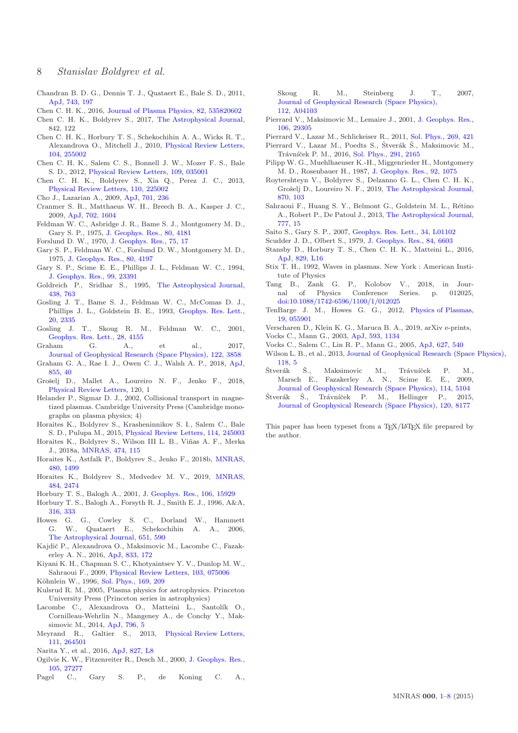Chandran B. D. G., Dennis T. J., Quataert E., Bale S. D., 2011, ApJ, 743, 197

Chen C. H. K., 2016, Journal of Plasma Physics, 82, 535820602

Chen C. H. K., Boldyrev S., 2017, The Astrophysical Journal, 842, 122

Chen C. H. K., Horbury T. S., Schekochihin A. A., Wicks R. T., Alexandrova O., Mitchell J., 2010, Physical Review Letters, 104, 255002

Chen C. H. K., Salem C. S., Bonnell J. W., Mozer F. S., Bale S. D., 2012, Physical Review Letters, 109, 035001

Chen C. H. K., Boldyrev S., Xia Q., Perez J. C., 2013, Physical Review Letters, 110, 225002

Cho J., Lazarian A., 2009, ApJ, 701, 236

Cranmer S. R., Matthaeus W. H., Breech B. A., Kasper J. C., 2009, ApJ, 702, 1604

Feldman W. C., Asbridge J. R., Bame S. J., Montgomery M. D., Gary S. P., 1975, J. Geophys. Res., 80, 4181

Forslund D. W., 1970, J. Geophys. Res., 75, 17

Gary S. P., Feldman W. C., Forslund D. W., Montgomery M. D., 1975, J. Geophys. Res., 80, 4197

Gary S. P., Scime E. E., Phillips J. L., Feldman W. C., 1994, J. Geophys. Res., 99, 23391

Goldreich P., Sridhar S., 1995, The Astrophysical Journal, 438, 763

Gosling J. T., Bame S. J., Feldman W. C., McComas D. J., Phillips J. L., Goldstein B. E., 1993, Geophys. Res. Lett., 20, 2335

Gosling J. T., Skoug R. M., Feldman W. C., 2001, Geophys. Res. Lett., 28, 4155

Graham G. A., et al., 2017, Journal of Geophysical Research (Space Physics), 122, 3858

Graham G. A., Rae I. J., Owen C. J., Walsh A. P., 2018, ApJ, 855, 40

Grošelj D., Mallet A., Loureiro N. F., Jenko F., 2018, Physical Review Letters, 120, 1

Helander P., Sigmar D. J., 2002, Collisional transport in magnetized plasmas. Cambridge University Press (Cambridge monographs on plasma physics; 4)

Horaites K., Boldyrev S., Krasheninnikov S. I., Salem C., Bale S. D., Pulupa M., 2015, Physical Review Letters, 114, 245003

Horaites K., Boldyrev S., Wilson III L. B., Viñas A. F., Merka J., 2018a, MNRAS, 474, 115

Horaites K., Astfalk P., Boldyrev S., Jenko F., 2018b, MNRAS, 480, 1499

Horaites K., Boldyrev S., Medvedev M. V., 2019, MNRAS, 484, 2474

Horbury T. S., Balogh A., 2001, J. Geophys. Res., 106, 15929

Horbury T. S., Balogh A., Forsyth R. J., Smith E. J., 1996, A&A, 316, 333

Howes G. G., Cowley S. C., Dorland W., Hammett G. W., Quataert E., Schekochihin A. A., 2006, The Astrophysical Journal, 651, 590

Kajdič P., Alexandrova O., Maksimovic M., Lacombe C., Fazakerley A. N., 2016, ApJ, 833, 172

Kiyani K. H., Chapman S. C., Khotyaintsev Y. V., Dunlop M. W., Sahraoui F., 2009, Physical Review Letters, 103, 075006

Köhnlein W., 1996, Sol. Phys., 169, 209

Kulsrud R. M., 2005, Plasma physics for astrophysics. Princeton University Press (Princeton series in astrophysics)

Lacombe C., Alexandrova O., Matteini L., Santolík O., Cornilleau-Wehrlin N., Mangeney A., de Conchy Y., Maksimovic M., 2014, ApJ, 796, 5

Meyrand R., Galtier S., 2013, Physical Review Letters, 111, 264501

Narita Y., et al., 2016, ApJ, 827, L8

Ogilvie K. W., Fitzenreiter R., Desch M., 2000, J. Geophys. Res., 105, 27277

Pagel C., Gary S. P., de Koning C. A., Skoug R. M., Steinberg J. T., 2007, Journal of Geophysical Research (Space Physics), 112, A04103

Pierrard V., Maksimovic M., Lemaire J., 2001, J. Geophys. Res., 106, 29305

Pierrard V., Lazar M., Schlickeiser R., 2011, Sol. Phys., 269, 421

Pierrard V., Lazar M., Poedts S., Štverák Š., Maksimovic M., Trávníček P. M., 2016, Sol. Phys., 291, 2165

Pilipp W. G., Muehlhaeuser K.-H., Miggenrieder H., Montgomery M. D., Rosenbauer H., 1987, J. Geophys. Res., 92, 1075

Roytershteyn V., Boldyrev S., Delzanno G. L., Chen C. H. K., Grošelj D., Loureiro N. F., 2019, The Astrophysical Journal, 870, 103

Sahraoui F., Huang S. Y., Belmont G., Goldstein M. L., Rétino A., Robert P., De Patoul J., 2013, The Astrophysical Journal, 777, 15

Saito S., Gary S. P., 2007, Geophys. Res. Lett., 34, L01102

Scudder J. D., Olbert S., 1979, J. Geophys. Res., 84, 6603

Stansby D., Horbury T. S., Chen C. H. K., Matteini L., 2016, ApJ, 829, L16

Stix T. H., 1992, Waves in plasmas. New York : American Institute of Physics

Tang B., Zank G. P., Kolobov V., 2018, in Journal of Physics Conference Series. p. 012025, doi:10.1088/1742-6596/1100/1/012025

TenBarge J. M., Howes G. G., 2012, Physics of Plasmas, 19, 055901

Verscharen D., Klein K. G., Maruca B. A., 2019, arXiv e-prints,

Vocks C., Mann G., 2003, ApJ, 593, 1134

Vocks C., Salem C., Lin R. P., Mann G., 2005, ApJ, 627, 540

Wilson L. B., et al., 2013, Journal of Geophysical Research (Space Physics), 118, 5

Štverák Š., Maksimovic M., Trávníček P. M., Marsch E., Fazakerley A. N., Scime E. E., 2009, Journal of Geophysical Research (Space Physics), 114, 5104

Štverák Š., Trávníček P. M., Hellinger P., 2015, Journal of Geophysical Research (Space Physics), 120, 8177

This paper has been typeset from a TEX/LATEX file prepared by the author.